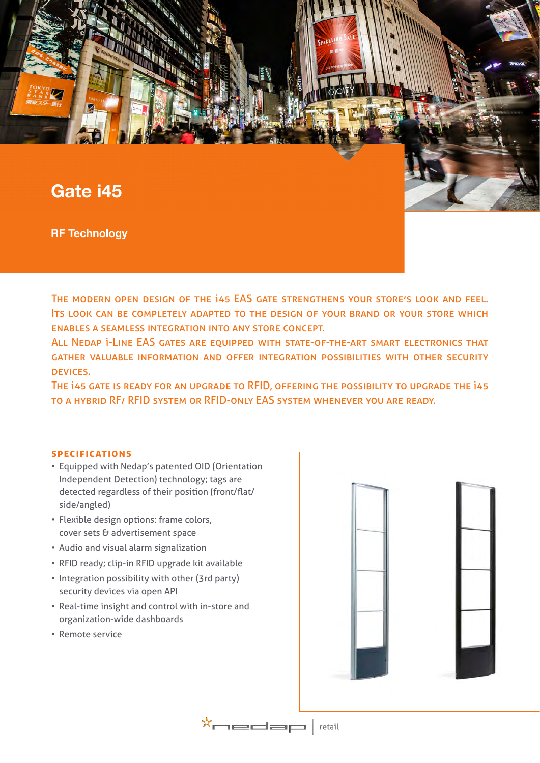# Gate i45

## RF Technology

The modern open design of the i45 EAS gate strengthens your store's look and feel. Its look can be completely adapted to the design of your brand or your store which enables a seamless integration into any store concept.
All Nedap i-Line EAS gates are equipped with state-of-the-art smart electronics that gather valuable information and offer integration possibilities with other security devices.
The i45 gate is ready for an upgrade to RFID, offering the possibility to upgrade the i45 to a hybrid RF/ RFID system or RFID-only EAS system whenever you are ready.

### SPECIFICATIONS

- Equipped with Nedap's patented OID (Orientation Independent Detection) technology; tags are detected regardless of their position (front/flat/ side/angled)
- Flexible design options: frame colors, cover sets & advertisement space
- Audio and visual alarm signalization
- RFID ready; clip-in RFID upgrade kit available
- Integration possibility with other (3rd party) security devices via open API
- Real-time insight and control with in-store and organization-wide dashboards
- Remote service

nedap | retail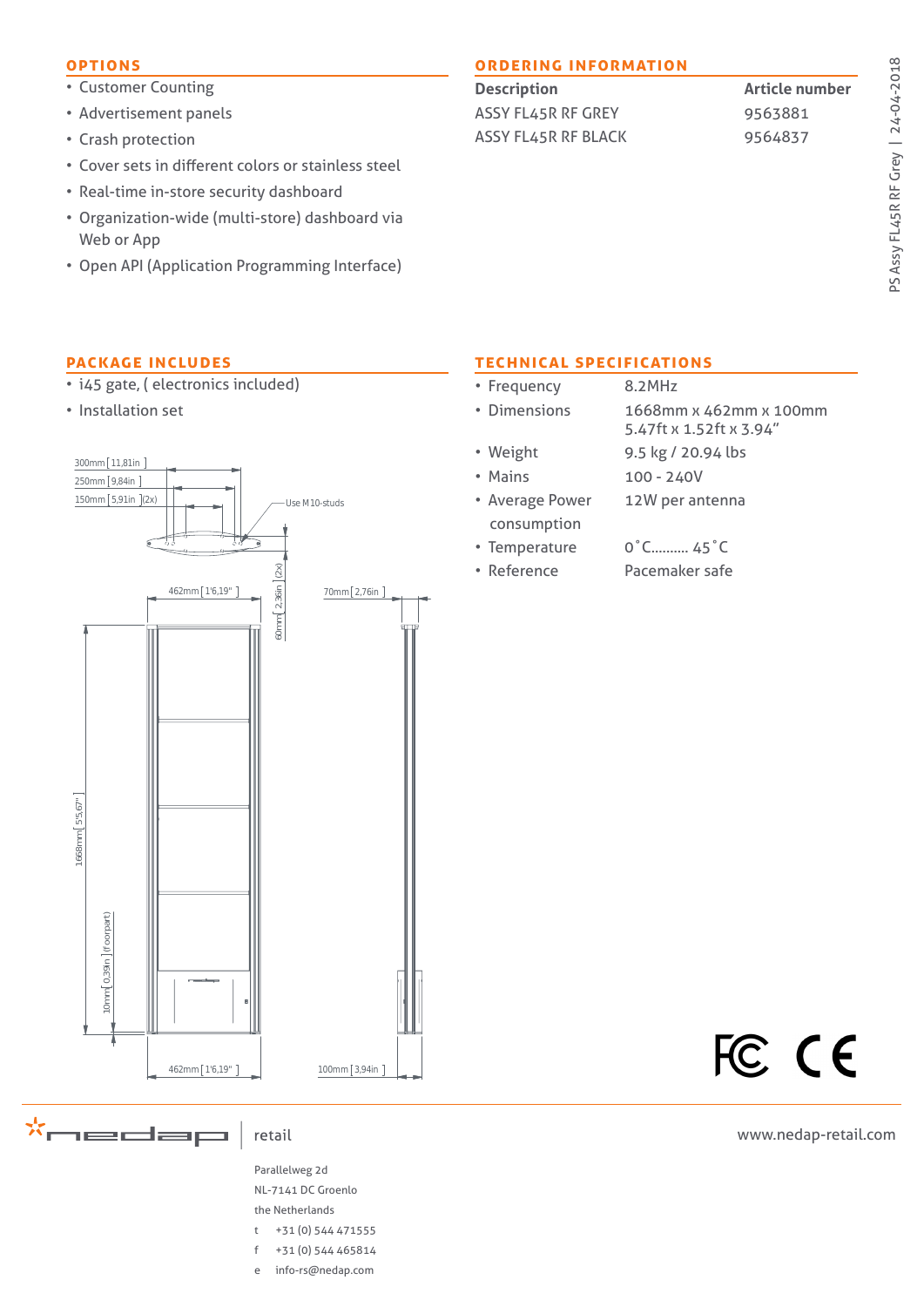## OPTIONS

- Customer Counting
- Advertisement panels
- Crash protection
- Cover sets in different colors or stainless steel
- Real-time in-store security dashboard
- Organization-wide (multi-store) dashboard via Web or App
- Open API (Application Programming Interface)

## ORDERING INFORMATION

| Description | Article number |
|---|---|
| ASSY FL45R RF GREY | 9563881 |
| ASSY FL45R RF BLACK | 9564837 |

## PACKAGE INCLUDES

- i45 gate, ( electronics included)
- Installation set

300mm [ 11,81in ]
250mm [ 9,84in ]
150mm [ 5,91in ](2x)
Use M10-studs
462mm [ 1'6,19" ]
60mm [ 2,36in ] (2x)
70mm [ 2,76in ]
1668mm [ 5'5,67" ]
10mm [ 0,39in ] (footpart)
462mm [ 1'6,19" ]
100mm [ 3,94in ]

## TECHNICAL SPECIFICATIONS

| | |
|---|---|
| • Frequency | 8.2MHz |
| • Dimensions | 1668mm x 462mm x 100mm<br>5.47ft x 1.52ft x 3.94" |
| • Weight | 9.5 kg / 20.94 lbs |
| • Mains | 100 - 240V |
| • Average Power consumption | 12W per antenna |
| • Temperature | 0˚C.......... 45˚C |
| • Reference | Pacemaker safe |

PS Assy FL45R RF Grey | 24-04-2018

nedap retail

www.nedap-retail.com

Parallelweg 2d
NL-7141 DC Groenlo
the Netherlands
t +31 (0) 544 471555
f +31 (0) 544 465814
e info-rs@nedap.com